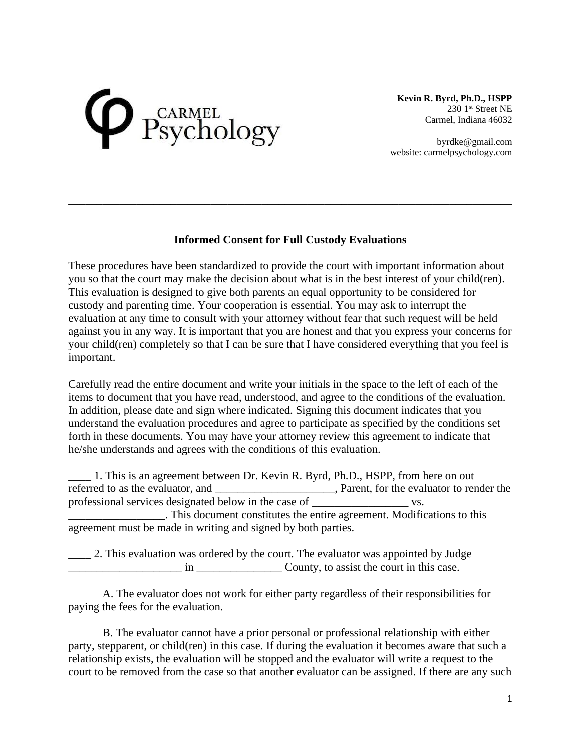CARMEL Psychology

**Kevin R. Byrd, Ph.D., HSPP**
230 1st Street NE
Carmel, Indiana 46032

byrdke@gmail.com
website: carmelpsychology.com

---

**Informed Consent for Full Custody Evaluations**

These procedures have been standardized to provide the court with important information about you so that the court may make the decision about what is in the best interest of your child(ren). This evaluation is designed to give both parents an equal opportunity to be considered for custody and parenting time. Your cooperation is essential. You may ask to interrupt the evaluation at any time to consult with your attorney without fear that such request will be held against you in any way. It is important that you are honest and that you express your concerns for your child(ren) completely so that I can be sure that I have considered everything that you feel is important.

Carefully read the entire document and write your initials in the space to the left of each of the items to document that you have read, understood, and agree to the conditions of the evaluation. In addition, please date and sign where indicated. Signing this document indicates that you understand the evaluation procedures and agree to participate as specified by the conditions set forth in these documents. You may have your attorney review this agreement to indicate that he/she understands and agrees with the conditions of this evaluation.

____ 1. This is an agreement between Dr. Kevin R. Byrd, Ph.D., HSPP, from here on out referred to as the evaluator, and _____________________, Parent, for the evaluator to render the professional services designated below in the case of _________________ vs. _________________. This document constitutes the entire agreement. Modifications to this agreement must be made in writing and signed by both parties.

____ 2. This evaluation was ordered by the court. The evaluator was appointed by Judge ____________________ in _______________ County, to assist the court in this case.

A. The evaluator does not work for either party regardless of their responsibilities for paying the fees for the evaluation.

B. The evaluator cannot have a prior personal or professional relationship with either party, stepparent, or child(ren) in this case. If during the evaluation it becomes aware that such a relationship exists, the evaluation will be stopped and the evaluator will write a request to the court to be removed from the case so that another evaluator can be assigned. If there are any such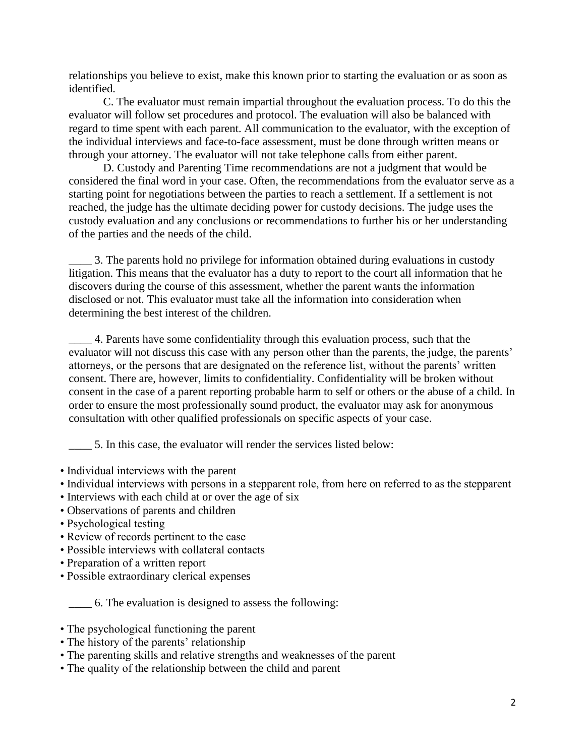relationships you believe to exist, make this known prior to starting the evaluation or as soon as identified.

C. The evaluator must remain impartial throughout the evaluation process. To do this the evaluator will follow set procedures and protocol. The evaluation will also be balanced with regard to time spent with each parent. All communication to the evaluator, with the exception of the individual interviews and face-to-face assessment, must be done through written means or through your attorney. The evaluator will not take telephone calls from either parent.

D. Custody and Parenting Time recommendations are not a judgment that would be considered the final word in your case. Often, the recommendations from the evaluator serve as a starting point for negotiations between the parties to reach a settlement. If a settlement is not reached, the judge has the ultimate deciding power for custody decisions. The judge uses the custody evaluation and any conclusions or recommendations to further his or her understanding of the parties and the needs of the child.

____ 3. The parents hold no privilege for information obtained during evaluations in custody litigation. This means that the evaluator has a duty to report to the court all information that he discovers during the course of this assessment, whether the parent wants the information disclosed or not. This evaluator must take all the information into consideration when determining the best interest of the children.

____ 4. Parents have some confidentiality through this evaluation process, such that the evaluator will not discuss this case with any person other than the parents, the judge, the parents' attorneys, or the persons that are designated on the reference list, without the parents' written consent. There are, however, limits to confidentiality. Confidentiality will be broken without consent in the case of a parent reporting probable harm to self or others or the abuse of a child. In order to ensure the most professionally sound product, the evaluator may ask for anonymous consultation with other qualified professionals on specific aspects of your case.

____ 5. In this case, the evaluator will render the services listed below:

- Individual interviews with the parent
- Individual interviews with persons in a stepparent role, from here on referred to as the stepparent
- Interviews with each child at or over the age of six
- Observations of parents and children
- Psychological testing
- Review of records pertinent to the case
- Possible interviews with collateral contacts
- Preparation of a written report
- Possible extraordinary clerical expenses

____ 6. The evaluation is designed to assess the following:

- The psychological functioning the parent
- The history of the parents' relationship
- The parenting skills and relative strengths and weaknesses of the parent
- The quality of the relationship between the child and parent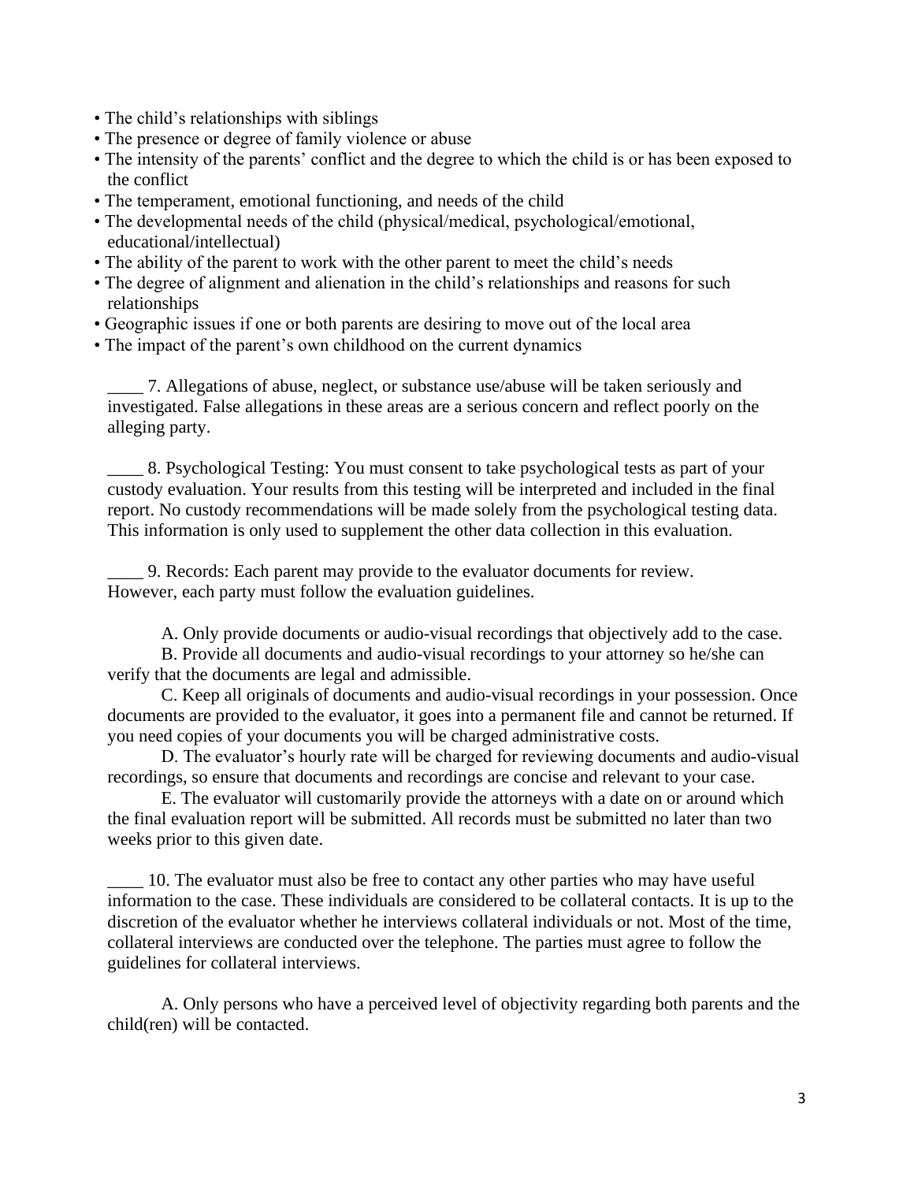- The child's relationships with siblings
- The presence or degree of family violence or abuse
- The intensity of the parents' conflict and the degree to which the child is or has been exposed to the conflict
- The temperament, emotional functioning, and needs of the child
- The developmental needs of the child (physical/medical, psychological/emotional, educational/intellectual)
- The ability of the parent to work with the other parent to meet the child's needs
- The degree of alignment and alienation in the child's relationships and reasons for such relationships
- Geographic issues if one or both parents are desiring to move out of the local area
- The impact of the parent's own childhood on the current dynamics

____ 7. Allegations of abuse, neglect, or substance use/abuse will be taken seriously and investigated. False allegations in these areas are a serious concern and reflect poorly on the alleging party.

____ 8. Psychological Testing: You must consent to take psychological tests as part of your custody evaluation. Your results from this testing will be interpreted and included in the final report. No custody recommendations will be made solely from the psychological testing data. This information is only used to supplement the other data collection in this evaluation.

____ 9. Records: Each parent may provide to the evaluator documents for review. However, each party must follow the evaluation guidelines.

A. Only provide documents or audio-visual recordings that objectively add to the case.

B. Provide all documents and audio-visual recordings to your attorney so he/she can verify that the documents are legal and admissible.

C. Keep all originals of documents and audio-visual recordings in your possession. Once documents are provided to the evaluator, it goes into a permanent file and cannot be returned. If you need copies of your documents you will be charged administrative costs.

D. The evaluator's hourly rate will be charged for reviewing documents and audio-visual recordings, so ensure that documents and recordings are concise and relevant to your case.

E. The evaluator will customarily provide the attorneys with a date on or around which the final evaluation report will be submitted. All records must be submitted no later than two weeks prior to this given date.

____ 10. The evaluator must also be free to contact any other parties who may have useful information to the case. These individuals are considered to be collateral contacts. It is up to the discretion of the evaluator whether he interviews collateral individuals or not. Most of the time, collateral interviews are conducted over the telephone. The parties must agree to follow the guidelines for collateral interviews.

A. Only persons who have a perceived level of objectivity regarding both parents and the child(ren) will be contacted.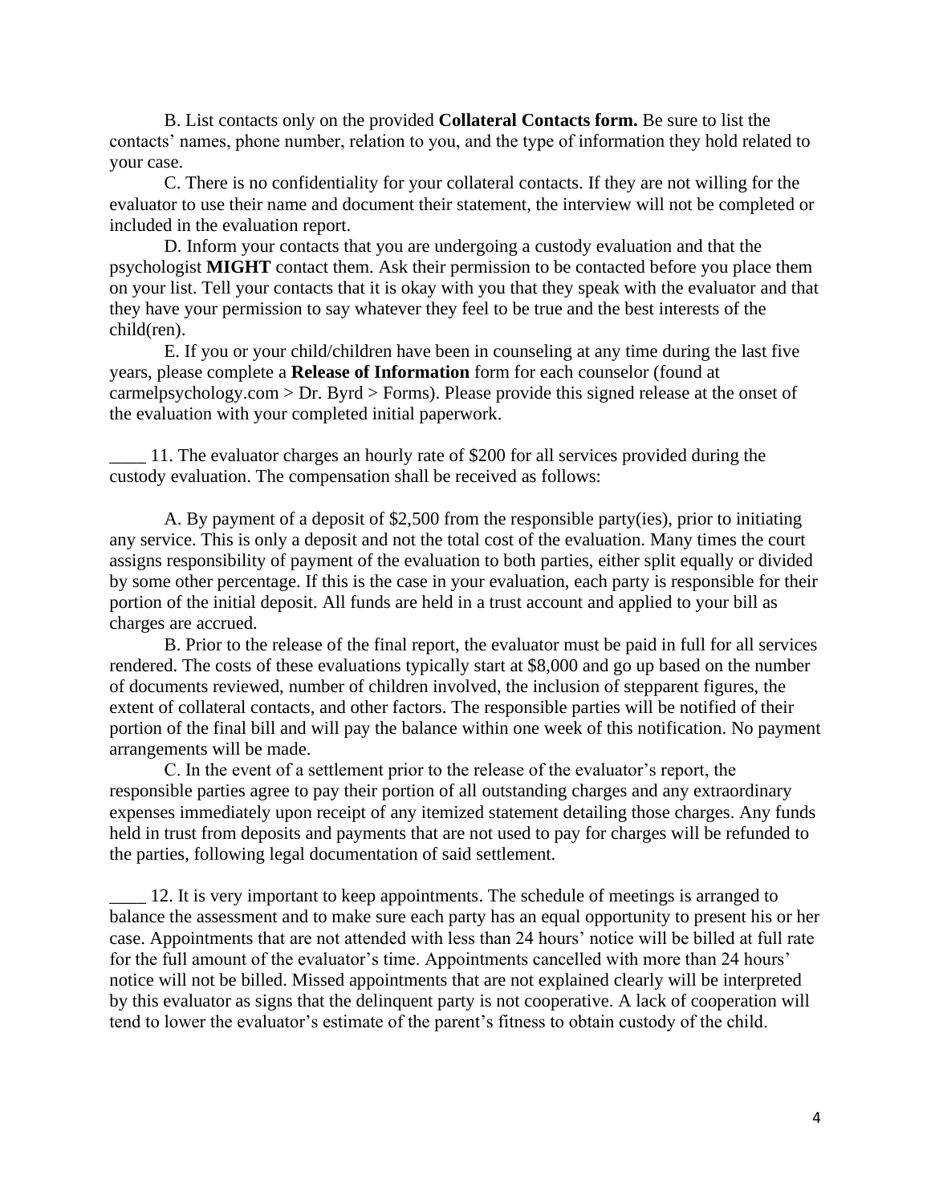B. List contacts only on the provided **Collateral Contacts form.** Be sure to list the contacts' names, phone number, relation to you, and the type of information they hold related to your case.

C. There is no confidentiality for your collateral contacts. If they are not willing for the evaluator to use their name and document their statement, the interview will not be completed or included in the evaluation report.

D. Inform your contacts that you are undergoing a custody evaluation and that the psychologist **MIGHT** contact them. Ask their permission to be contacted before you place them on your list. Tell your contacts that it is okay with you that they speak with the evaluator and that they have your permission to say whatever they feel to be true and the best interests of the child(ren).

E. If you or your child/children have been in counseling at any time during the last five years, please complete a **Release of Information** form for each counselor (found at carmelpsychology.com > Dr. Byrd > Forms). Please provide this signed release at the onset of the evaluation with your completed initial paperwork.

____ 11. The evaluator charges an hourly rate of $200 for all services provided during the custody evaluation. The compensation shall be received as follows:

A. By payment of a deposit of $2,500 from the responsible party(ies), prior to initiating any service. This is only a deposit and not the total cost of the evaluation. Many times the court assigns responsibility of payment of the evaluation to both parties, either split equally or divided by some other percentage. If this is the case in your evaluation, each party is responsible for their portion of the initial deposit. All funds are held in a trust account and applied to your bill as charges are accrued.

B. Prior to the release of the final report, the evaluator must be paid in full for all services rendered. The costs of these evaluations typically start at $8,000 and go up based on the number of documents reviewed, number of children involved, the inclusion of stepparent figures, the extent of collateral contacts, and other factors. The responsible parties will be notified of their portion of the final bill and will pay the balance within one week of this notification. No payment arrangements will be made.

C. In the event of a settlement prior to the release of the evaluator's report, the responsible parties agree to pay their portion of all outstanding charges and any extraordinary expenses immediately upon receipt of any itemized statement detailing those charges. Any funds held in trust from deposits and payments that are not used to pay for charges will be refunded to the parties, following legal documentation of said settlement.

____ 12. It is very important to keep appointments. The schedule of meetings is arranged to balance the assessment and to make sure each party has an equal opportunity to present his or her case. Appointments that are not attended with less than 24 hours' notice will be billed at full rate for the full amount of the evaluator's time. Appointments cancelled with more than 24 hours' notice will not be billed. Missed appointments that are not explained clearly will be interpreted by this evaluator as signs that the delinquent party is not cooperative. A lack of cooperation will tend to lower the evaluator's estimate of the parent's fitness to obtain custody of the child.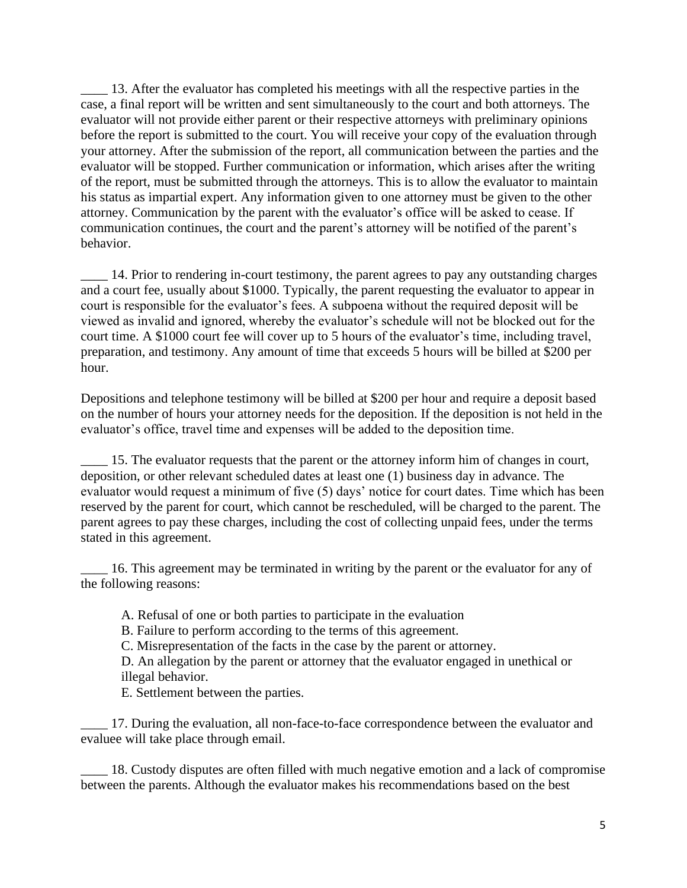____ 13. After the evaluator has completed his meetings with all the respective parties in the case, a final report will be written and sent simultaneously to the court and both attorneys. The evaluator will not provide either parent or their respective attorneys with preliminary opinions before the report is submitted to the court. You will receive your copy of the evaluation through your attorney. After the submission of the report, all communication between the parties and the evaluator will be stopped. Further communication or information, which arises after the writing of the report, must be submitted through the attorneys. This is to allow the evaluator to maintain his status as impartial expert. Any information given to one attorney must be given to the other attorney. Communication by the parent with the evaluator's office will be asked to cease. If communication continues, the court and the parent's attorney will be notified of the parent's behavior.

____ 14. Prior to rendering in-court testimony, the parent agrees to pay any outstanding charges and a court fee, usually about $1000. Typically, the parent requesting the evaluator to appear in court is responsible for the evaluator's fees. A subpoena without the required deposit will be viewed as invalid and ignored, whereby the evaluator's schedule will not be blocked out for the court time. A $1000 court fee will cover up to 5 hours of the evaluator's time, including travel, preparation, and testimony. Any amount of time that exceeds 5 hours will be billed at $200 per hour.

Depositions and telephone testimony will be billed at $200 per hour and require a deposit based on the number of hours your attorney needs for the deposition. If the deposition is not held in the evaluator's office, travel time and expenses will be added to the deposition time.

____ 15. The evaluator requests that the parent or the attorney inform him of changes in court, deposition, or other relevant scheduled dates at least one (1) business day in advance. The evaluator would request a minimum of five (5) days' notice for court dates. Time which has been reserved by the parent for court, which cannot be rescheduled, will be charged to the parent. The parent agrees to pay these charges, including the cost of collecting unpaid fees, under the terms stated in this agreement.

____ 16. This agreement may be terminated in writing by the parent or the evaluator for any of the following reasons:

A. Refusal of one or both parties to participate in the evaluation
B. Failure to perform according to the terms of this agreement.
C. Misrepresentation of the facts in the case by the parent or attorney.
D. An allegation by the parent or attorney that the evaluator engaged in unethical or illegal behavior.
E. Settlement between the parties.

____ 17. During the evaluation, all non-face-to-face correspondence between the evaluator and evaluee will take place through email.

____ 18. Custody disputes are often filled with much negative emotion and a lack of compromise between the parents. Although the evaluator makes his recommendations based on the best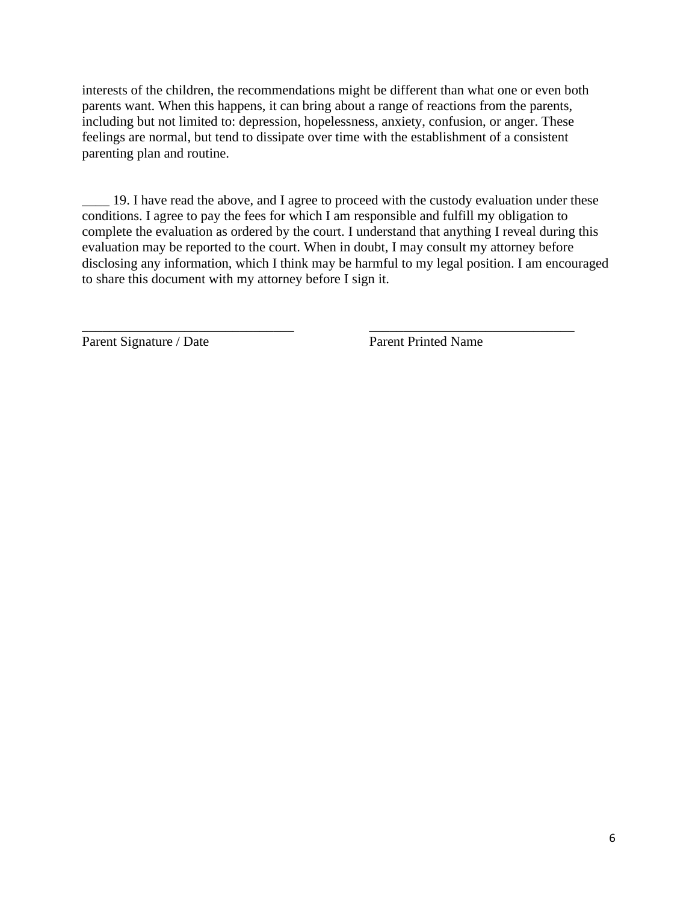interests of the children, the recommendations might be different than what one or even both parents want. When this happens, it can bring about a range of reactions from the parents, including but not limited to: depression, hopelessness, anxiety, confusion, or anger. These feelings are normal, but tend to dissipate over time with the establishment of a consistent parenting plan and routine.

____ 19. I have read the above, and I agree to proceed with the custody evaluation under these conditions. I agree to pay the fees for which I am responsible and fulfill my obligation to complete the evaluation as ordered by the court. I understand that anything I reveal during this evaluation may be reported to the court. When in doubt, I may consult my attorney before disclosing any information, which I think may be harmful to my legal position. I am encouraged to share this document with my attorney before I sign it.

________________________________ ________________________________
Parent Signature / Date Parent Printed Name